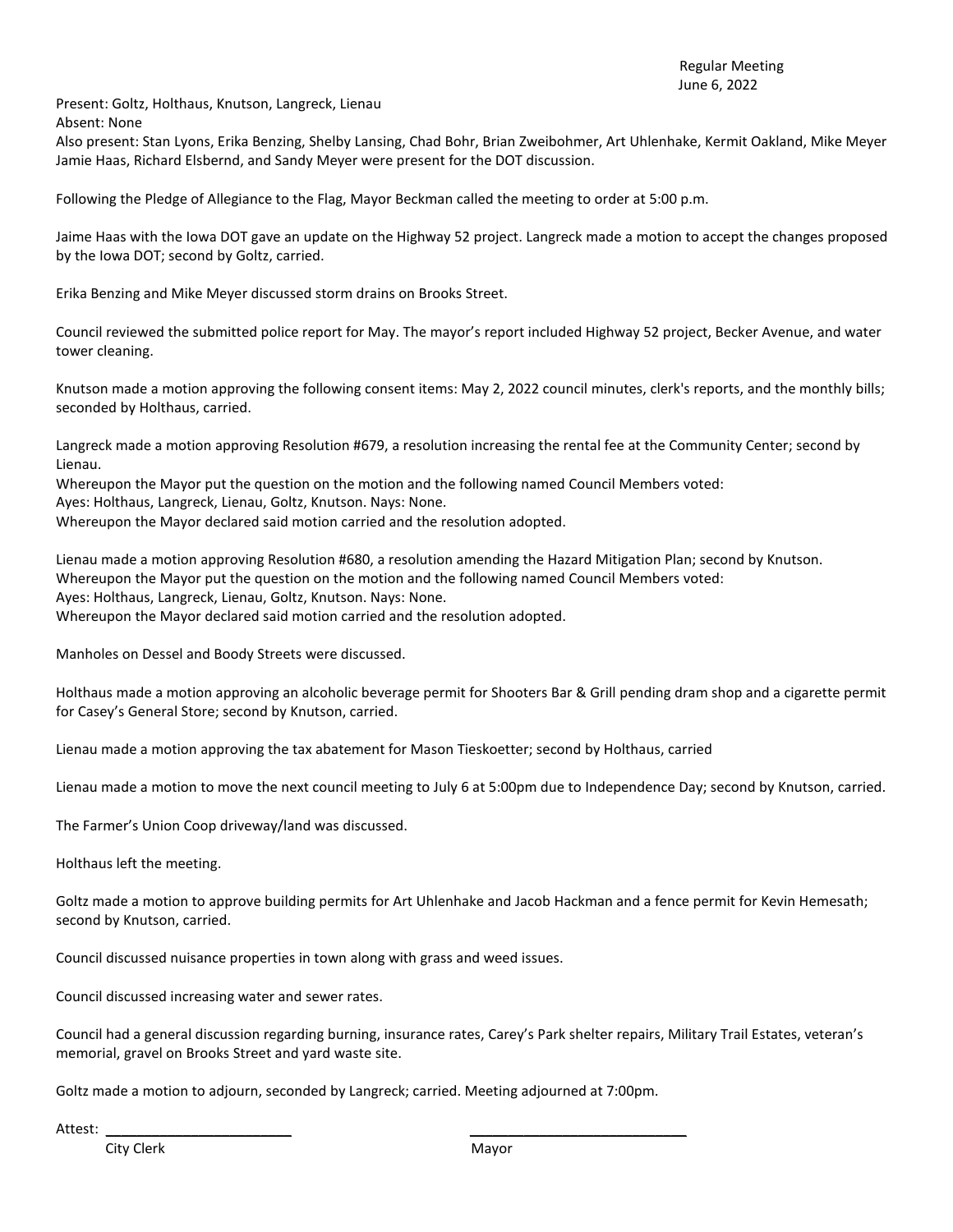Regular Meeting
June 6, 2022

Present: Goltz, Holthaus, Knutson, Langreck, Lienau
Absent: None
Also present: Stan Lyons, Erika Benzing, Shelby Lansing, Chad Bohr, Brian Zweibohmer, Art Uhlenhake, Kermit Oakland, Mike Meyer Jamie Haas, Richard Elsbernd, and Sandy Meyer were present for the DOT discussion.

Following the Pledge of Allegiance to the Flag, Mayor Beckman called the meeting to order at 5:00 p.m.

Jaime Haas with the Iowa DOT gave an update on the Highway 52 project. Langreck made a motion to accept the changes proposed by the Iowa DOT; second by Goltz, carried.

Erika Benzing and Mike Meyer discussed storm drains on Brooks Street.

Council reviewed the submitted police report for May. The mayor's report included Highway 52 project, Becker Avenue, and water tower cleaning.

Knutson made a motion approving the following consent items: May 2, 2022 council minutes, clerk's reports, and the monthly bills; seconded by Holthaus, carried.

Langreck made a motion approving Resolution #679, a resolution increasing the rental fee at the Community Center; second by Lienau.
Whereupon the Mayor put the question on the motion and the following named Council Members voted:
Ayes: Holthaus, Langreck, Lienau, Goltz, Knutson. Nays: None.
Whereupon the Mayor declared said motion carried and the resolution adopted.

Lienau made a motion approving Resolution #680, a resolution amending the Hazard Mitigation Plan; second by Knutson.
Whereupon the Mayor put the question on the motion and the following named Council Members voted:
Ayes: Holthaus, Langreck, Lienau, Goltz, Knutson. Nays: None.
Whereupon the Mayor declared said motion carried and the resolution adopted.

Manholes on Dessel and Boody Streets were discussed.

Holthaus made a motion approving an alcoholic beverage permit for Shooters Bar & Grill pending dram shop and a cigarette permit for Casey's General Store; second by Knutson, carried.

Lienau made a motion approving the tax abatement for Mason Tieskoetter; second by Holthaus, carried

Lienau made a motion to move the next council meeting to July 6 at 5:00pm due to Independence Day; second by Knutson, carried.

The Farmer's Union Coop driveway/land was discussed.

Holthaus left the meeting.

Goltz made a motion to approve building permits for Art Uhlenhake and Jacob Hackman and a fence permit for Kevin Hemesath; second by Knutson, carried.

Council discussed nuisance properties in town along with grass and weed issues.

Council discussed increasing water and sewer rates.

Council had a general discussion regarding burning, insurance rates, Carey's Park shelter repairs, Military Trail Estates, veteran's memorial, gravel on Brooks Street and yard waste site.

Goltz made a motion to adjourn, seconded by Langreck; carried. Meeting adjourned at 7:00pm.

Attest: ________________________ ____________________________
City Clerk Mayor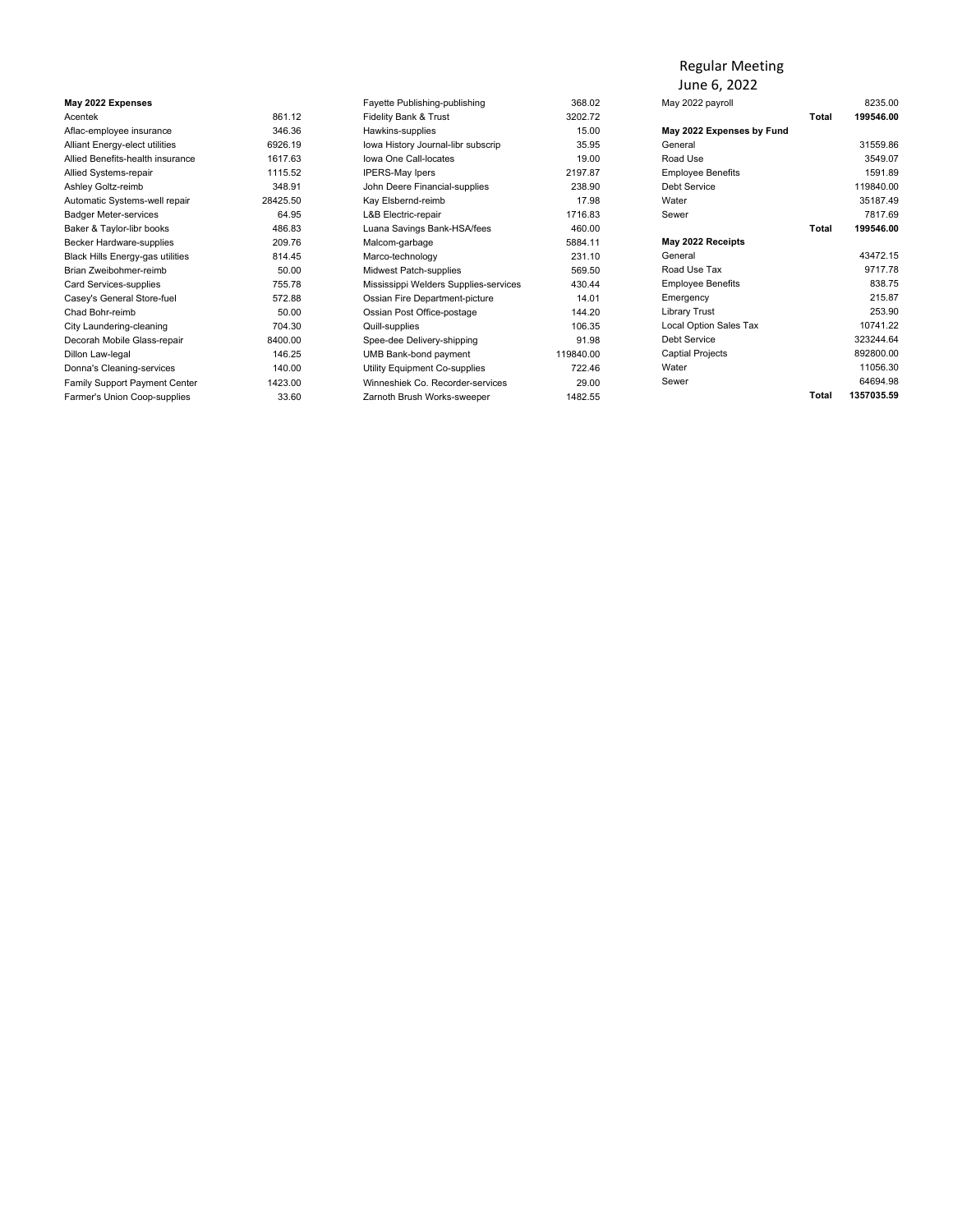# Regular Meeting
## June 6, 2022

**May 2022 Expenses**

| | |
|---|---|
| Acentek | 861.12 |
| Aflac-employee insurance | 346.36 |
| Alliant Energy-elect utilities | 6926.19 |
| Allied Benefits-health insurance | 1617.63 |
| Allied Systems-repair | 1115.52 |
| Ashley Goltz-reimb | 348.91 |
| Automatic Systems-well repair | 28425.50 |
| Badger Meter-services | 64.95 |
| Baker & Taylor-libr books | 486.83 |
| Becker Hardware-supplies | 209.76 |
| Black Hills Energy-gas utilities | 814.45 |
| Brian Zweibohmer-reimb | 50.00 |
| Card Services-supplies | 755.78 |
| Casey's General Store-fuel | 572.88 |
| Chad Bohr-reimb | 50.00 |
| City Laundering-cleaning | 704.30 |
| Decorah Mobile Glass-repair | 8400.00 |
| Dillon Law-legal | 146.25 |
| Donna's Cleaning-services | 140.00 |
| Family Support Payment Center | 1423.00 |
| Farmer's Union Coop-supplies | 33.60 |
| Fayette Publishing-publishing | 368.02 |
| Fidelity Bank & Trust | 3202.72 |
| Hawkins-supplies | 15.00 |
| Iowa History Journal-libr subscrip | 35.95 |
| Iowa One Call-locates | 19.00 |
| IPERS-May Ipers | 2197.87 |
| John Deere Financial-supplies | 238.90 |
| Kay Elsbernd-reimb | 17.98 |
| L&B Electric-repair | 1716.83 |
| Luana Savings Bank-HSA/fees | 460.00 |
| Malcom-garbage | 5884.11 |
| Marco-technology | 231.10 |
| Midwest Patch-supplies | 569.50 |
| Mississippi Welders Supplies-services | 430.44 |
| Ossian Fire Department-picture | 14.01 |
| Ossian Post Office-postage | 144.20 |
| Quill-supplies | 106.35 |
| Spee-dee Delivery-shipping | 91.98 |
| UMB Bank-bond payment | 119840.00 |
| Utility Equipment Co-supplies | 722.46 |
| Winneshiek Co. Recorder-services | 29.00 |
| Zarnoth Brush Works-sweeper | 1482.55 |
| May 2022 payroll | 8235.00 |
| **Total** | **199546.00** |

**May 2022 Expenses by Fund**

| | |
|---|---|
| General | 31559.86 |
| Road Use | 3549.07 |
| Employee Benefits | 1591.89 |
| Debt Service | 119840.00 |
| Water | 35187.49 |
| Sewer | 7817.69 |
| **Total** | **199546.00** |

**May 2022 Receipts**

| | |
|---|---|
| General | 43472.15 |
| Road Use Tax | 9717.78 |
| Employee Benefits | 838.75 |
| Emergency | 215.87 |
| Library Trust | 253.90 |
| Local Option Sales Tax | 10741.22 |
| Debt Service | 323244.64 |
| Captial Projects | 892800.00 |
| Water | 11056.30 |
| Sewer | 64694.98 |
| **Total** | **1357035.59** |